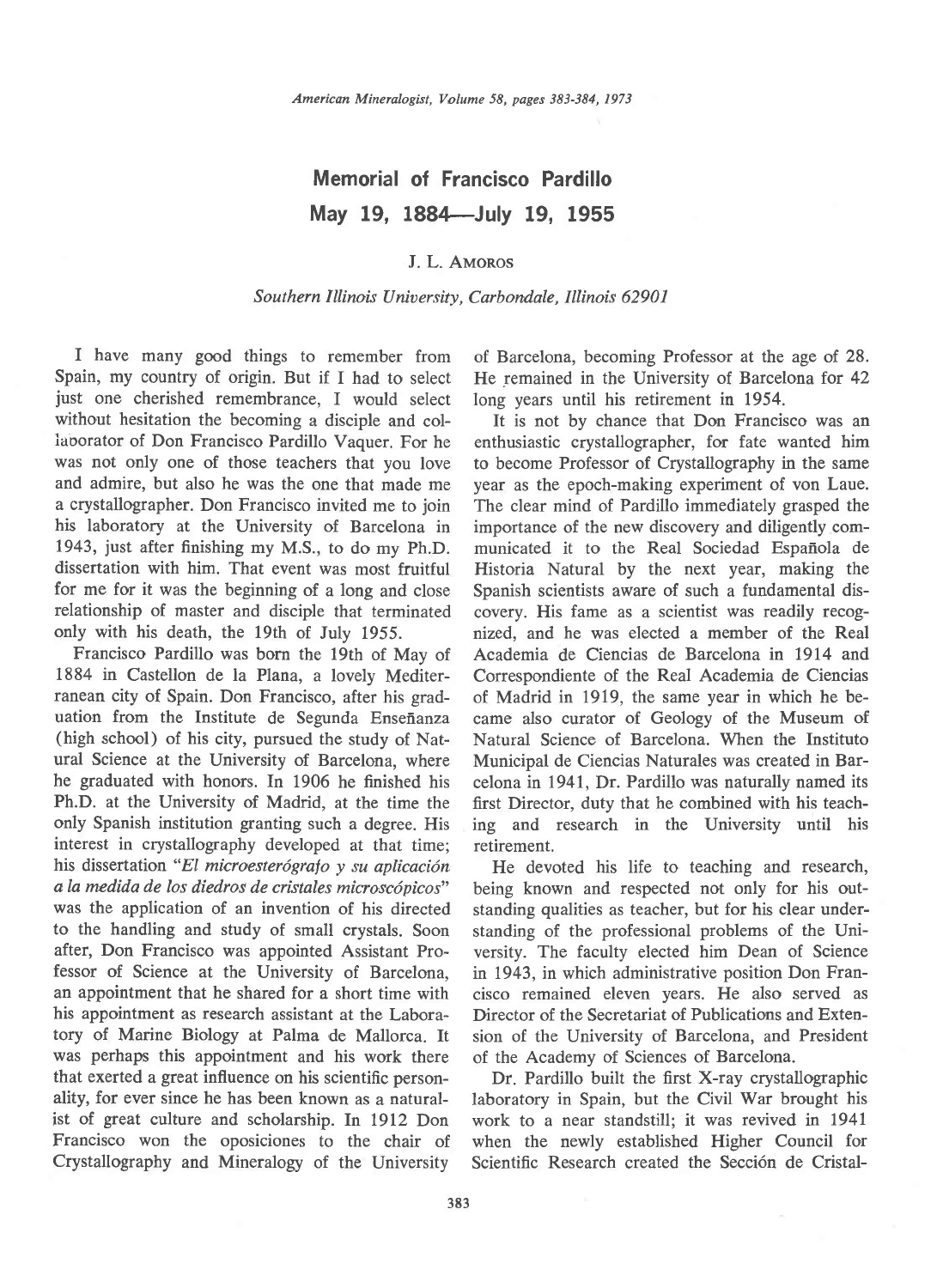# Memorial of Francisco Pardillo

## May 19, 1884—July 19, 1955

J. L. Amoros

*Southern Illinois University, Carbondale, Illinois 62901*

I have many good things to remember from Spain, my country of origin. But if I had to select just one cherished remembrance, I would select without hesitation the becoming a disciple and collaborator of Don Francisco Pardillo Vaquer. For he was not only one of those teachers that you love and admire, but also he was the one that made me a crystallographer. Don Francisco invited me to join his laboratory at the University of Barcelona in 1943, just after finishing my M.S., to do my Ph.D. dissertation with him. That event was most fruitful for me for it was the beginning of a long and close relationship of master and disciple that terminated only with his death, the 19th of July 1955.

Francisco Pardillo was born the 19th of May of 1884 in Castellon de la Plana, a lovely Mediterranean city of Spain. Don Francisco, after his graduation from the Institute de Segunda Enseñanza (high school) of his city, pursued the study of Natural Science at the University of Barcelona, where he graduated with honors. In 1906 he finished his Ph.D. at the University of Madrid, at the time the only Spanish institution granting such a degree. His interest in crystallography developed at that time; his dissertation "*El microesterógrafo y su aplicación a la medida de los diedros de cristales microscópicos*" was the application of an invention of his directed to the handling and study of small crystals. Soon after, Don Francisco was appointed Assistant Professor of Science at the University of Barcelona, an appointment that he shared for a short time with his appointment as research assistant at the Laboratory of Marine Biology at Palma de Mallorca. It was perhaps this appointment and his work there that exerted a great influence on his scientific personality, for ever since he has been known as a naturalist of great culture and scholarship. In 1912 Don Francisco won the oposiciones to the chair of Crystallography and Mineralogy of the University of Barcelona, becoming Professor at the age of 28. He remained in the University of Barcelona for 42 long years until his retirement in 1954.

It is not by chance that Don Francisco was an enthusiastic crystallographer, for fate wanted him to become Professor of Crystallography in the same year as the epoch-making experiment of von Laue. The clear mind of Pardillo immediately grasped the importance of the new discovery and diligently communicated it to the Real Sociedad Española de Historia Natural by the next year, making the Spanish scientists aware of such a fundamental discovery. His fame as a scientist was readily recognized, and he was elected a member of the Real Academia de Ciencias de Barcelona in 1914 and Correspondiente of the Real Academia de Ciencias of Madrid in 1919, the same year in which he became also curator of Geology of the Museum of Natural Science of Barcelona. When the Instituto Municipal de Ciencias Naturales was created in Barcelona in 1941, Dr. Pardillo was naturally named its first Director, duty that he combined with his teaching and research in the University until his retirement.

He devoted his life to teaching and research, being known and respected not only for his outstanding qualities as teacher, but for his clear understanding of the professional problems of the University. The faculty elected him Dean of Science in 1943, in which administrative position Don Francisco remained eleven years. He also served as Director of the Secretariat of Publications and Extension of the University of Barcelona, and President of the Academy of Sciences of Barcelona.

Dr. Pardillo built the first X-ray crystallographic laboratory in Spain, but the Civil War brought his work to a near standstill; it was revived in 1941 when the newly established Higher Council for Scientific Research created the Sección de Cristal-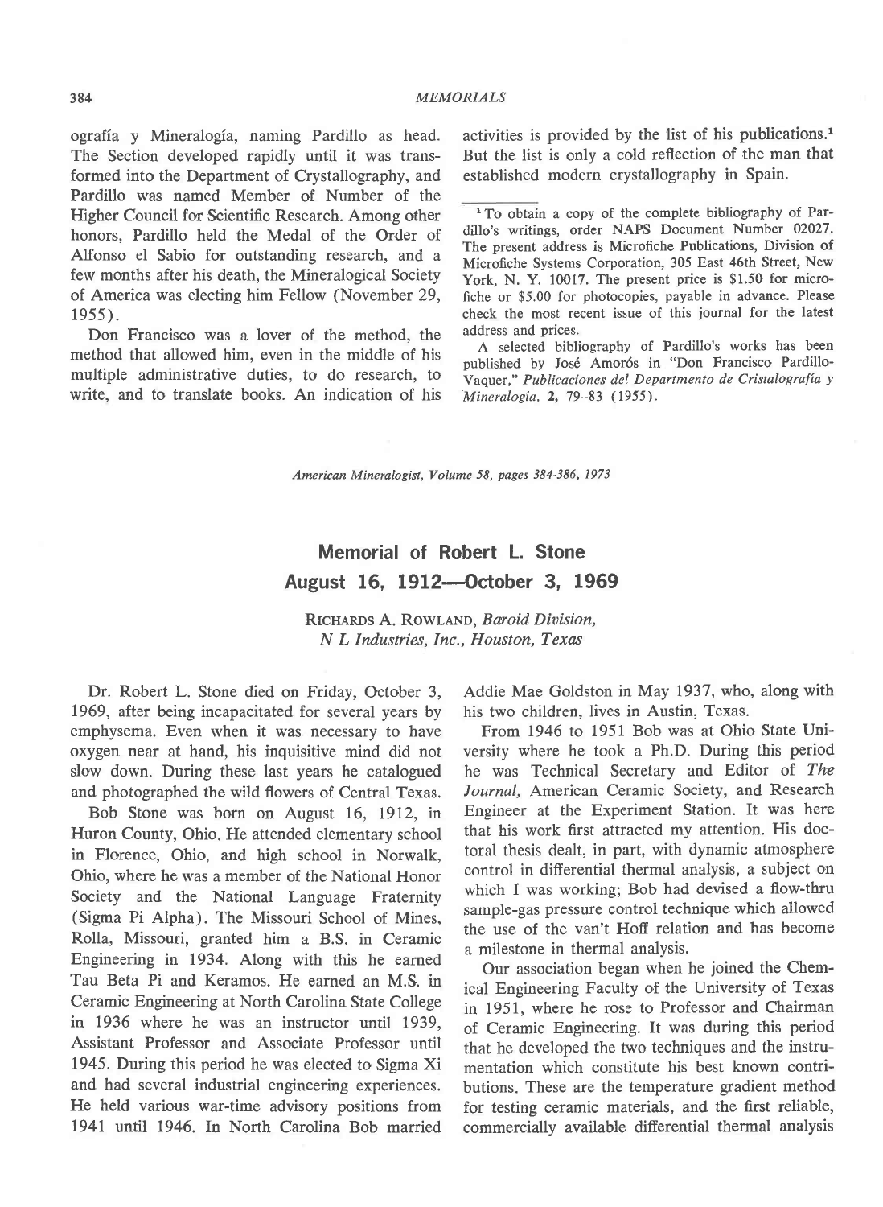grafía y Mineralogía, naming Pardillo as head. The Section developed rapidly until it was transformed into the Department of Crystallography, and Pardillo was named Member of Number of the Higher Council for Scientific Research. Among other honors, Pardillo held the Medal of the Order of Alfonso el Sabio for outstanding research, and a few months after his death, the Mineralogical Society of America was electing him Fellow (November 29, 1955).

Don Francisco was a lover of the method, the method that allowed him, even in the middle of his multiple administrative duties, to do research, to write, and to translate books. An indication of his activities is provided by the list of his publications.[1] But the list is only a cold reflection of the man that established modern crystallography in Spain.

[1] To obtain a copy of the complete bibliography of Pardillo's writings, order NAPS Document Number 02027. The present address is Microfiche Publications, Division of Microfiche Systems Corporation, 305 East 46th Street, New York, N. Y. 10017. The present price is $1.50 for microfiche or $5.00 for photocopies, payable in advance. Please check the most recent issue of this journal for the latest address and prices.

A selected bibliography of Pardillo's works has been published by José Amorós in "Don Francisco Pardillo-Vaquer," *Publicaciones del Departmento de Cristalografía y Mineralogía,* **2,** 79–83 (1955).

*American Mineralogist, Volume 58, pages 384-386, 1973*

# Memorial of Robert L. Stone
## August 16, 1912—October 3, 1969

RICHARDS A. ROWLAND, *Baroid Division, N L Industries, Inc., Houston, Texas*

Dr. Robert L. Stone died on Friday, October 3, 1969, after being incapacitated for several years by emphysema. Even when it was necessary to have oxygen near at hand, his inquisitive mind did not slow down. During these last years he catalogued and photographed the wild flowers of Central Texas.

Bob Stone was born on August 16, 1912, in Huron County, Ohio. He attended elementary school in Florence, Ohio, and high school in Norwalk, Ohio, where he was a member of the National Honor Society and the National Language Fraternity (Sigma Pi Alpha). The Missouri School of Mines, Rolla, Missouri, granted him a B.S. in Ceramic Engineering in 1934. Along with this he earned Tau Beta Pi and Keramos. He earned an M.S. in Ceramic Engineering at North Carolina State College in 1936 where he was an instructor until 1939, Assistant Professor and Associate Professor until 1945. During this period he was elected to Sigma Xi and had several industrial engineering experiences. He held various war-time advisory positions from 1941 until 1946. In North Carolina Bob married Addie Mae Goldston in May 1937, who, along with his two children, lives in Austin, Texas.

From 1946 to 1951 Bob was at Ohio State University where he took a Ph.D. During this period he was Technical Secretary and Editor of *The Journal,* American Ceramic Society, and Research Engineer at the Experiment Station. It was here that his work first attracted my attention. His doctoral thesis dealt, in part, with dynamic atmosphere control in differential thermal analysis, a subject on which I was working; Bob had devised a flow-thru sample-gas pressure control technique which allowed the use of the van't Hoff relation and has become a milestone in thermal analysis.

Our association began when he joined the Chemical Engineering Faculty of the University of Texas in 1951, where he rose to Professor and Chairman of Ceramic Engineering. It was during this period that he developed the two techniques and the instrumentation which constitute his best known contributions. These are the temperature gradient method for testing ceramic materials, and the first reliable, commercially available differential thermal analysis